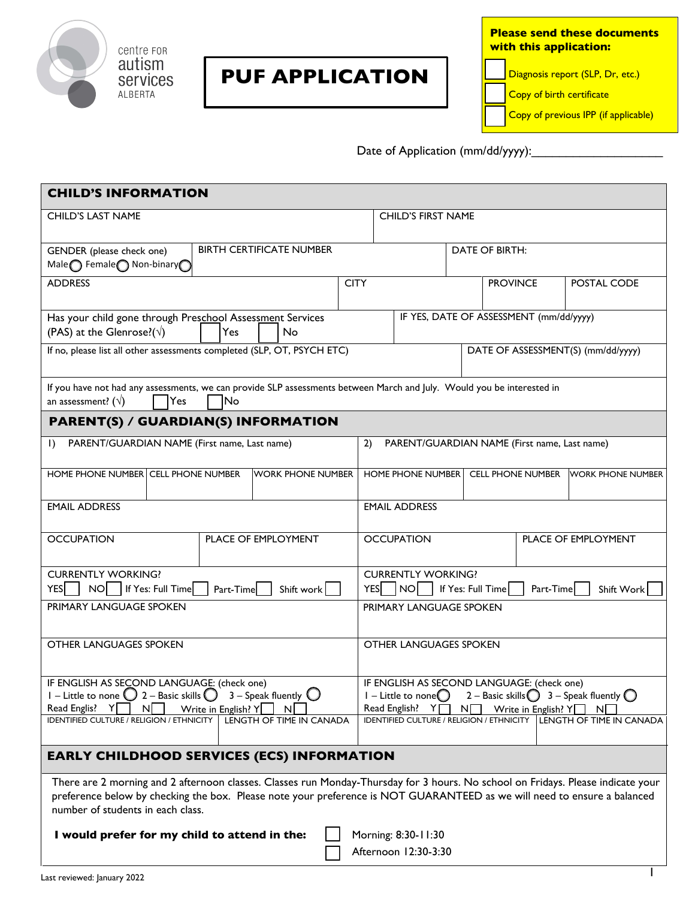centre FOR autism services ALBERTA

# PUF APPLICATION

**Please send these documents with this application:**

- ☐ Diagnosis report (SLP, Dr, etc.)
- ☐ Copy of birth certificate
- ☐ Copy of previous IPP (if applicable)

Date of Application (mm/dd/yyyy):____________________

## CHILD'S INFORMATION

| CHILD'S LAST NAME | CHILD'S FIRST NAME |
|---|---|
| | |

| GENDER (please check one) Male ◯ Female ◯ Non-binary ◯ | BIRTH CERTIFICATE NUMBER | DATE OF BIRTH: |
|---|---|---|

| ADDRESS | CITY | PROVINCE | POSTAL CODE |
|---|---|---|---|
| | | | |

| Has your child gone through Preschool Assessment Services (PAS) at the Glenrose?(√) ☐ Yes ☐ No | IF YES, DATE OF ASSESSMENT (mm/dd/yyyy) |
|---|---|
| **If no, please list all other assessments completed (SLP, OT, PSYCH ETC)** | **DATE OF ASSESSMENT(S) (mm/dd/yyyy)** |
| | |

If you have not had any assessments, we can provide SLP assessments between March and July. Would you be interested in an assessment? (√) ☐ Yes ☐ No

## PARENT(S) / GUARDIAN(S) INFORMATION

| 1) PARENT/GUARDIAN NAME (First name, Last name) | | | 2) PARENT/GUARDIAN NAME (First name, Last name) | | |
|---|---|---|---|---|---|
| HOME PHONE NUMBER | CELL PHONE NUMBER | WORK PHONE NUMBER | HOME PHONE NUMBER | CELL PHONE NUMBER | WORK PHONE NUMBER |
| EMAIL ADDRESS | | | EMAIL ADDRESS | | |
| OCCUPATION | PLACE OF EMPLOYMENT | | OCCUPATION | PLACE OF EMPLOYMENT | |
| CURRENTLY WORKING? YES ☐ NO ☐ If Yes: Full Time ☐ Part-Time ☐ Shift work ☐ | | | CURRENTLY WORKING? YES ☐ NO ☐ If Yes: Full Time ☐ Part-Time ☐ Shift Work ☐ | | |
| PRIMARY LANGUAGE SPOKEN | | | PRIMARY LANGUAGE SPOKEN | | |
| OTHER LANGUAGES SPOKEN | | | OTHER LANGUAGES SPOKEN | | |
| IF ENGLISH AS SECOND LANGUAGE: (check one) 1 – Little to none ◯ 2 – Basic skills ◯ 3 – Speak fluently ◯ Read Englis? Y☐ N☐ Write in English? Y☐ N☐ | | | IF ENGLISH AS SECOND LANGUAGE: (check one) 1 – Little to none ◯ 2 – Basic skills ◯ 3 – Speak fluently ◯ Read English? Y☐ N☐ Write in English? Y☐ N☐ | | |
| IDENTIFIED CULTURE / RELIGION / ETHNICITY | LENGTH OF TIME IN CANADA | | IDENTIFIED CULTURE / RELIGION / ETHNICITY | LENGTH OF TIME IN CANADA | |

## EARLY CHILDHOOD SERVICES (ECS) INFORMATION

There are 2 morning and 2 afternoon classes. Classes run Monday-Thursday for 3 hours. No school on Fridays. Please indicate your preference below by checking the box. Please note your preference is NOT GUARANTEED as we will need to ensure a balanced number of students in each class.

**I would prefer for my child to attend in the:**

- ☐ Morning: 8:30-11:30
- ☐ Afternoon 12:30-3:30

Last reviewed: January 2022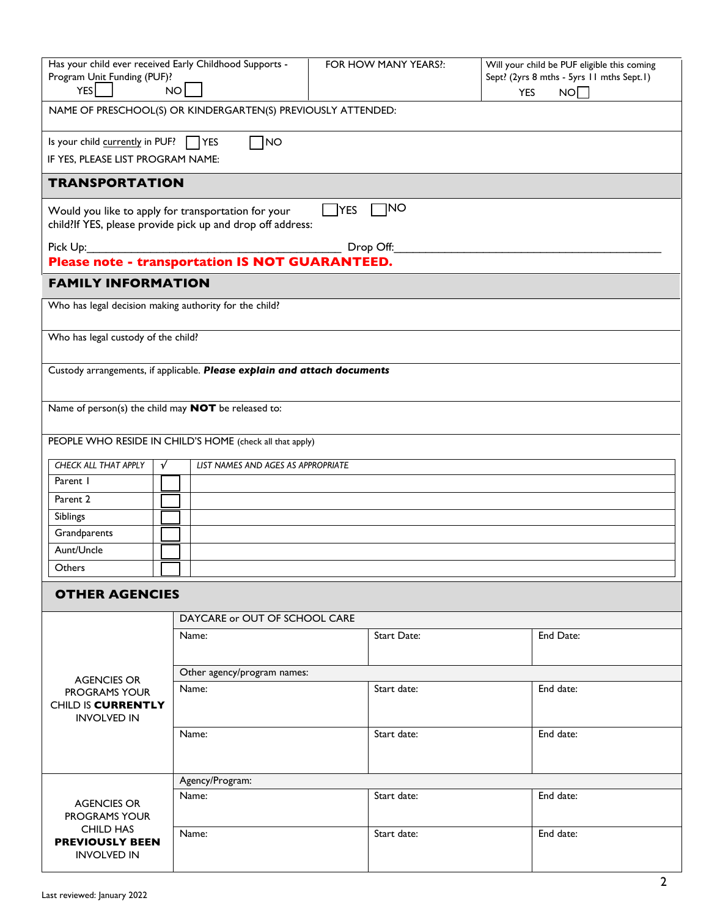| Has your child ever received Early Childhood Supports - Program Unit Funding (PUF)? YES ☐ NO ☐ | FOR HOW MANY YEARS?: | Will your child be PUF eligible this coming Sept? (2yrs 8 mths - 5yrs 11 mths Sept.1) YES NO ☐ |
|---|---|---|

NAME OF PRESCHOOL(S) OR KINDERGARTEN(S) PREVIOUSLY ATTENDED:

Is your child currently in PUF? ☐ YES ☐ NO

IF YES, PLEASE LIST PROGRAM NAME:

## TRANSPORTATION

Would you like to apply for transportation for your child?If YES, please provide pick up and drop off address: ☐ YES ☐ NO

Pick Up:_________________________________________ Drop Off:_____________________________________________

**Please note - transportation IS NOT GUARANTEED.**

## FAMILY INFORMATION

Who has legal decision making authority for the child?

Who has legal custody of the child?

Custody arrangements, if applicable. ***Please explain and attach documents***

Name of person(s) the child may **NOT** be released to:

PEOPLE WHO RESIDE IN CHILD'S HOME (check all that apply)

| *CHECK ALL THAT APPLY* | √ | *LIST NAMES AND AGES AS APPROPRIATE* |
|---|---|---|
| Parent 1 | ☐ | |
| Parent 2 | ☐ | |
| Siblings | ☐ | |
| Grandparents | ☐ | |
| Aunt/Uncle | ☐ | |
| Others | ☐ | |

## OTHER AGENCIES

| | | | |
|---|---|---|---|
| AGENCIES OR PROGRAMS YOUR CHILD IS **CURRENTLY** INVOLVED IN | DAYCARE or OUT OF SCHOOL CARE | | |
| | Name: | Start Date: | End Date: |
| | Other agency/program names: | | |
| | Name: | Start date: | End date: |
| | Name: | Start date: | End date: |
| AGENCIES OR PROGRAMS YOUR CHILD HAS **PREVIOUSLY BEEN** INVOLVED IN | Agency/Program: | | |
| | Name: | Start date: | End date: |
| | Name: | Start date: | End date: |

Last reviewed: January 2022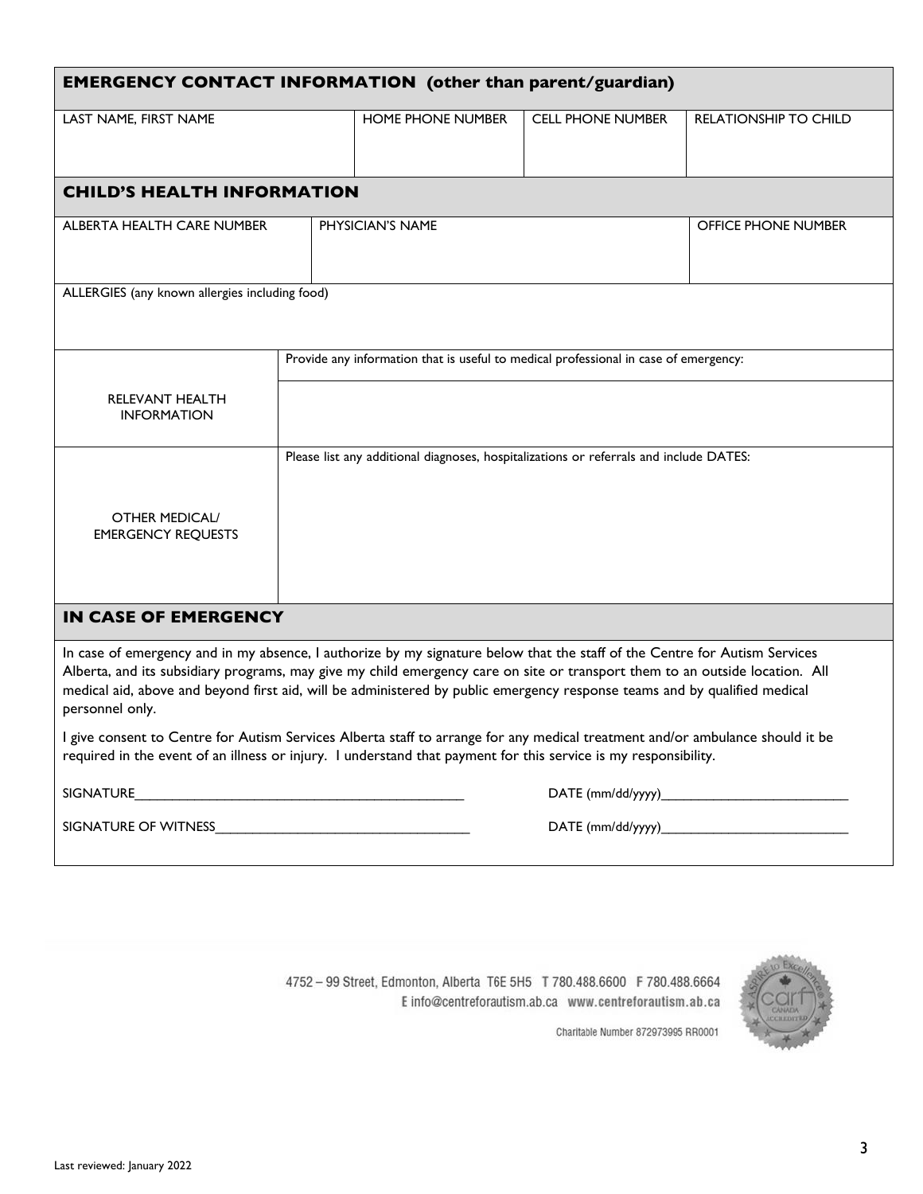## EMERGENCY CONTACT INFORMATION (other than parent/guardian)

| LAST NAME, FIRST NAME | HOME PHONE NUMBER | CELL PHONE NUMBER | RELATIONSHIP TO CHILD |
|---|---|---|---|
| | | | |

## CHILD'S HEALTH INFORMATION

| ALBERTA HEALTH CARE NUMBER | PHYSICIAN'S NAME | OFFICE PHONE NUMBER |
|---|---|---|
| | | |

ALLERGIES (any known allergies including food)

| | |
|---|---|
| RELEVANT HEALTH INFORMATION | Provide any information that is useful to medical professional in case of emergency: |
| OTHER MEDICAL/ EMERGENCY REQUESTS | Please list any additional diagnoses, hospitalizations or referrals and include DATES: |

## IN CASE OF EMERGENCY

In case of emergency and in my absence, I authorize by my signature below that the staff of the Centre for Autism Services Alberta, and its subsidiary programs, may give my child emergency care on site or transport them to an outside location. All medical aid, above and beyond first aid, will be administered by public emergency response teams and by qualified medical personnel only.

I give consent to Centre for Autism Services Alberta staff to arrange for any medical treatment and/or ambulance should it be required in the event of an illness or injury. I understand that payment for this service is my responsibility.

SIGNATURE_____________________________________________ DATE (mm/dd/yyyy)__________________________

SIGNATURE OF WITNESS__________________________________ DATE (mm/dd/yyyy)__________________________

4752 – 99 Street, Edmonton, Alberta T6E 5H5 T 780.488.6600 F 780.488.6664
E info@centreforautism.ab.ca www.centreforautism.ab.ca

Charitable Number 872973995 RR0001

Last reviewed: January 2022